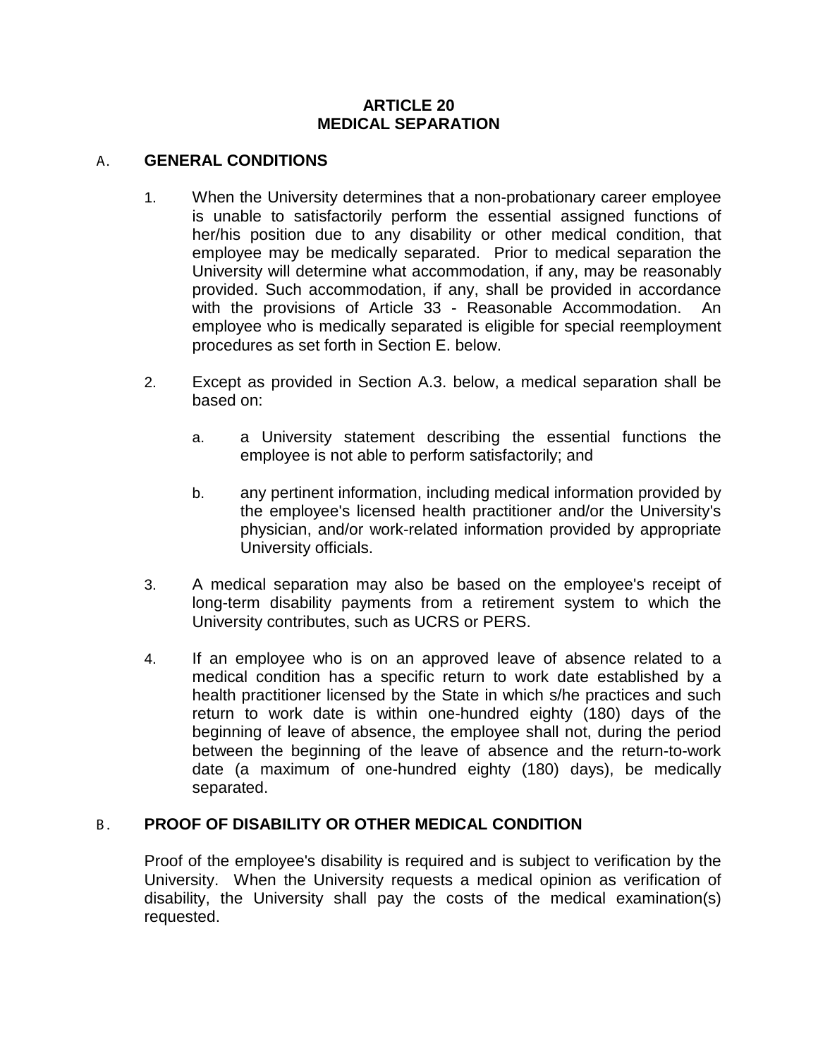# ARTICLE 20
# MEDICAL SEPARATION

## A. GENERAL CONDITIONS

1. When the University determines that a non-probationary career employee is unable to satisfactorily perform the essential assigned functions of her/his position due to any disability or other medical condition, that employee may be medically separated. Prior to medical separation the University will determine what accommodation, if any, may be reasonably provided. Such accommodation, if any, shall be provided in accordance with the provisions of Article 33 - Reasonable Accommodation. An employee who is medically separated is eligible for special reemployment procedures as set forth in Section E. below.

2. Except as provided in Section A.3. below, a medical separation shall be based on:

   a. a University statement describing the essential functions the employee is not able to perform satisfactorily; and

   b. any pertinent information, including medical information provided by the employee's licensed health practitioner and/or the University's physician, and/or work-related information provided by appropriate University officials.

3. A medical separation may also be based on the employee's receipt of long-term disability payments from a retirement system to which the University contributes, such as UCRS or PERS.

4. If an employee who is on an approved leave of absence related to a medical condition has a specific return to work date established by a health practitioner licensed by the State in which s/he practices and such return to work date is within one-hundred eighty (180) days of the beginning of leave of absence, the employee shall not, during the period between the beginning of the leave of absence and the return-to-work date (a maximum of one-hundred eighty (180) days), be medically separated.

## B. PROOF OF DISABILITY OR OTHER MEDICAL CONDITION

Proof of the employee's disability is required and is subject to verification by the University. When the University requests a medical opinion as verification of disability, the University shall pay the costs of the medical examination(s) requested.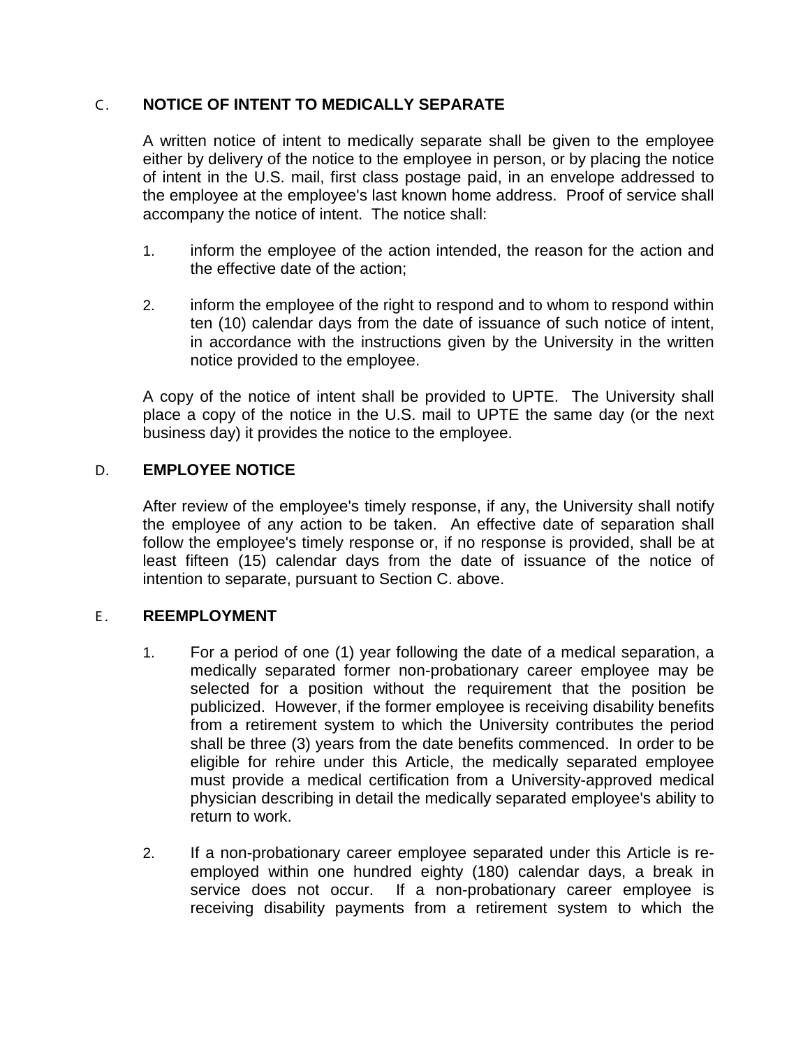## C. NOTICE OF INTENT TO MEDICALLY SEPARATE

A written notice of intent to medically separate shall be given to the employee either by delivery of the notice to the employee in person, or by placing the notice of intent in the U.S. mail, first class postage paid, in an envelope addressed to the employee at the employee's last known home address. Proof of service shall accompany the notice of intent. The notice shall:

1. inform the employee of the action intended, the reason for the action and the effective date of the action;

2. inform the employee of the right to respond and to whom to respond within ten (10) calendar days from the date of issuance of such notice of intent, in accordance with the instructions given by the University in the written notice provided to the employee.

A copy of the notice of intent shall be provided to UPTE. The University shall place a copy of the notice in the U.S. mail to UPTE the same day (or the next business day) it provides the notice to the employee.

## D. EMPLOYEE NOTICE

After review of the employee's timely response, if any, the University shall notify the employee of any action to be taken. An effective date of separation shall follow the employee's timely response or, if no response is provided, shall be at least fifteen (15) calendar days from the date of issuance of the notice of intention to separate, pursuant to Section C. above.

## E. REEMPLOYMENT

1. For a period of one (1) year following the date of a medical separation, a medically separated former non-probationary career employee may be selected for a position without the requirement that the position be publicized. However, if the former employee is receiving disability benefits from a retirement system to which the University contributes the period shall be three (3) years from the date benefits commenced. In order to be eligible for rehire under this Article, the medically separated employee must provide a medical certification from a University-approved medical physician describing in detail the medically separated employee's ability to return to work.

2. If a non-probationary career employee separated under this Article is re-employed within one hundred eighty (180) calendar days, a break in service does not occur. If a non-probationary career employee is receiving disability payments from a retirement system to which the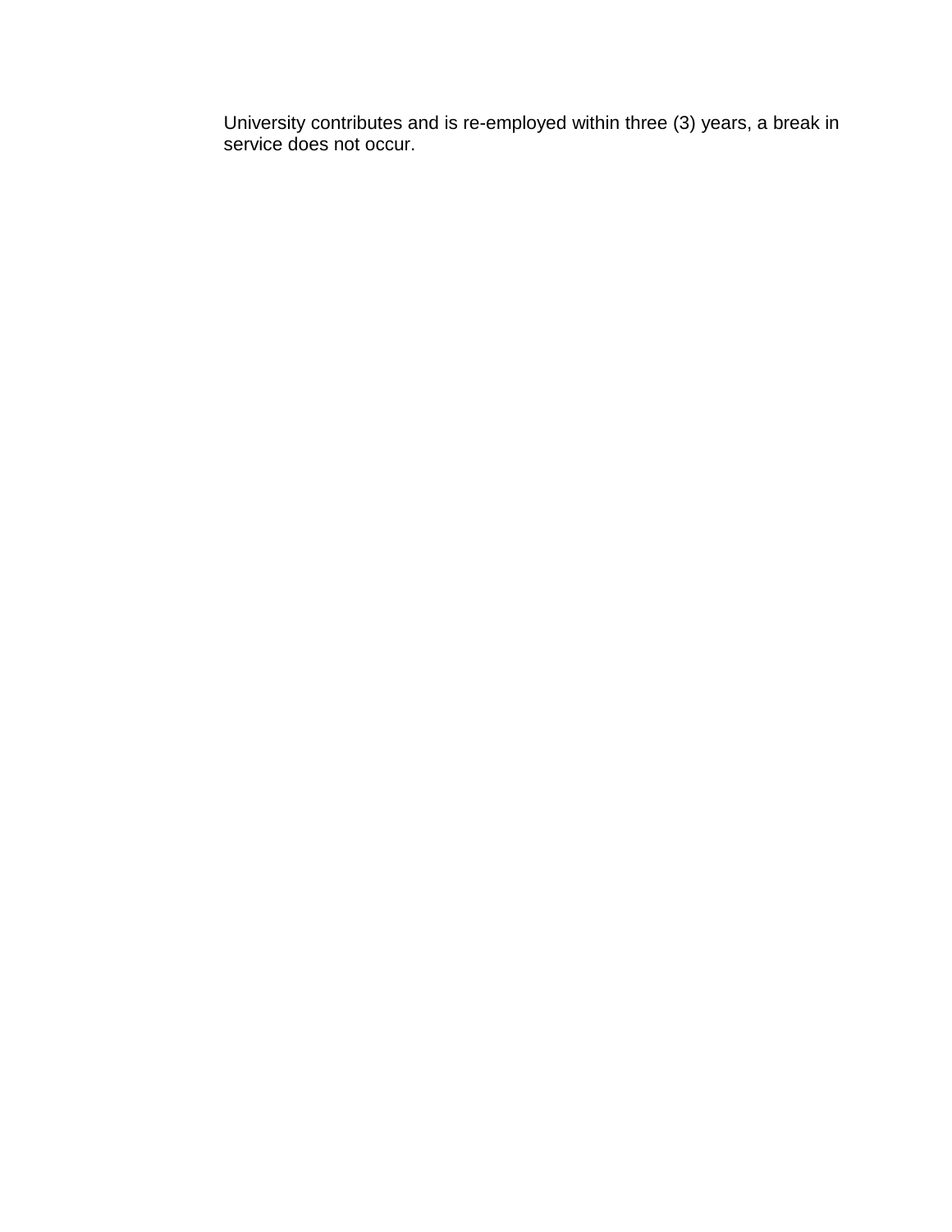University contributes and is re-employed within three (3) years, a break in service does not occur.